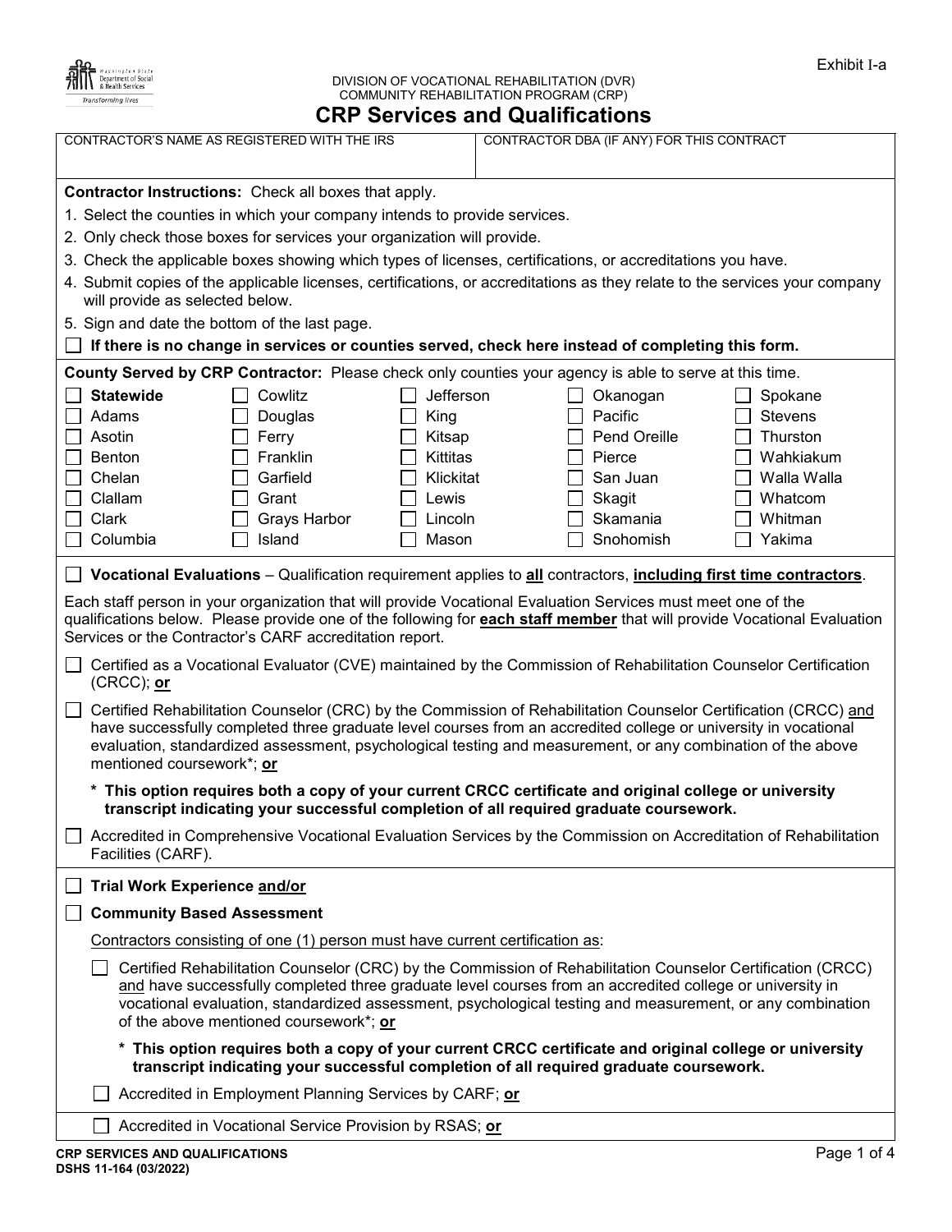Exhibit I-a

DIVISION OF VOCATIONAL REHABILITATION (DVR)
COMMUNITY REHABILITATION PROGRAM (CRP)

# CRP Services and Qualifications

| CONTRACTOR'S NAME AS REGISTERED WITH THE IRS | CONTRACTOR DBA (IF ANY) FOR THIS CONTRACT |
|---|---|
| | |

**Contractor Instructions:** Check all boxes that apply.

1. Select the counties in which your company intends to provide services.
2. Only check those boxes for services your organization will provide.
3. Check the applicable boxes showing which types of licenses, certifications, or accreditations you have.
4. Submit copies of the applicable licenses, certifications, or accreditations as they relate to the services your company will provide as selected below.
5. Sign and date the bottom of the last page.

☐ **If there is no change in services or counties served, check here instead of completing this form.**

**County Served by CRP Contractor:** Please check only counties your agency is able to serve at this time.

| | | | | |
|---|---|---|---|---|
| ☐ **Statewide** | ☐ Cowlitz | ☐ Jefferson | ☐ Okanogan | ☐ Spokane |
| ☐ Adams | ☐ Douglas | ☐ King | ☐ Pacific | ☐ Stevens |
| ☐ Asotin | ☐ Ferry | ☐ Kitsap | ☐ Pend Oreille | ☐ Thurston |
| ☐ Benton | ☐ Franklin | ☐ Kittitas | ☐ Pierce | ☐ Wahkiakum |
| ☐ Chelan | ☐ Garfield | ☐ Klickitat | ☐ San Juan | ☐ Walla Walla |
| ☐ Clallam | ☐ Grant | ☐ Lewis | ☐ Skagit | ☐ Whatcom |
| ☐ Clark | ☐ Grays Harbor | ☐ Lincoln | ☐ Skamania | ☐ Whitman |
| ☐ Columbia | ☐ Island | ☐ Mason | ☐ Snohomish | ☐ Yakima |

☐ **Vocational Evaluations** – Qualification requirement applies to **all** contractors, **including first time contractors**.

Each staff person in your organization that will provide Vocational Evaluation Services must meet one of the qualifications below. Please provide one of the following for **each staff member** that will provide Vocational Evaluation Services or the Contractor's CARF accreditation report.

☐ Certified as a Vocational Evaluator (CVE) maintained by the Commission of Rehabilitation Counselor Certification (CRCC); **or**

☐ Certified Rehabilitation Counselor (CRC) by the Commission of Rehabilitation Counselor Certification (CRCC) and have successfully completed three graduate level courses from an accredited college or university in vocational evaluation, standardized assessment, psychological testing and measurement, or any combination of the above mentioned coursework*; **or**

**\* This option requires both a copy of your current CRCC certificate and original college or university transcript indicating your successful completion of all required graduate coursework.**

☐ Accredited in Comprehensive Vocational Evaluation Services by the Commission on Accreditation of Rehabilitation Facilities (CARF).

☐ **Trial Work Experience and/or**

☐ **Community Based Assessment**

Contractors consisting of one (1) person must have current certification as:

☐ Certified Rehabilitation Counselor (CRC) by the Commission of Rehabilitation Counselor Certification (CRCC) and have successfully completed three graduate level courses from an accredited college or university in vocational evaluation, standardized assessment, psychological testing and measurement, or any combination of the above mentioned coursework*; **or**

**\* This option requires both a copy of your current CRCC certificate and original college or university transcript indicating your successful completion of all required graduate coursework.**

☐ Accredited in Employment Planning Services by CARF; **or**

☐ Accredited in Vocational Service Provision by RSAS; **or**

CRP SERVICES AND QUALIFICATIONS
DSHS 11-164 (03/2022)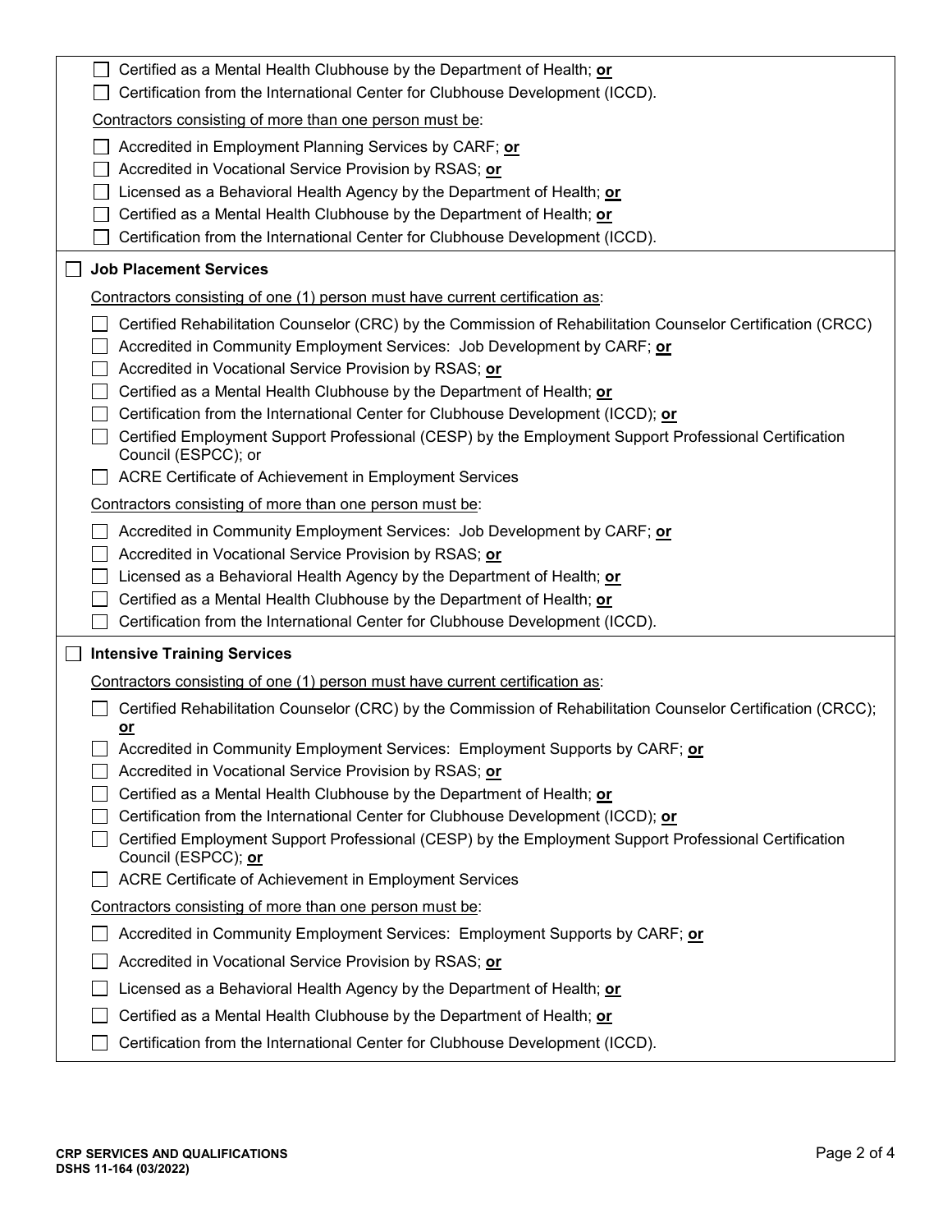- ☐ Certified as a Mental Health Clubhouse by the Department of Health; **or**
- ☐ Certification from the International Center for Clubhouse Development (ICCD).

Contractors consisting of more than one person must be:

- ☐ Accredited in Employment Planning Services by CARF; **or**
- ☐ Accredited in Vocational Service Provision by RSAS; **or**
- ☐ Licensed as a Behavioral Health Agency by the Department of Health; **or**
- ☐ Certified as a Mental Health Clubhouse by the Department of Health; **or**
- ☐ Certification from the International Center for Clubhouse Development (ICCD).

☐ **Job Placement Services**

Contractors consisting of one (1) person must have current certification as:

- ☐ Certified Rehabilitation Counselor (CRC) by the Commission of Rehabilitation Counselor Certification (CRCC)
- ☐ Accredited in Community Employment Services: Job Development by CARF; **or**
- ☐ Accredited in Vocational Service Provision by RSAS; **or**
- ☐ Certified as a Mental Health Clubhouse by the Department of Health; **or**
- ☐ Certification from the International Center for Clubhouse Development (ICCD); **or**
- ☐ Certified Employment Support Professional (CESP) by the Employment Support Professional Certification Council (ESPCC); or
- ☐ ACRE Certificate of Achievement in Employment Services

Contractors consisting of more than one person must be:

- ☐ Accredited in Community Employment Services: Job Development by CARF; **or**
- ☐ Accredited in Vocational Service Provision by RSAS; **or**
- ☐ Licensed as a Behavioral Health Agency by the Department of Health; **or**
- ☐ Certified as a Mental Health Clubhouse by the Department of Health; **or**
- ☐ Certification from the International Center for Clubhouse Development (ICCD).

☐ **Intensive Training Services**

Contractors consisting of one (1) person must have current certification as:

- ☐ Certified Rehabilitation Counselor (CRC) by the Commission of Rehabilitation Counselor Certification (CRCC); **or**
- ☐ Accredited in Community Employment Services: Employment Supports by CARF; **or**
- ☐ Accredited in Vocational Service Provision by RSAS; **or**
- ☐ Certified as a Mental Health Clubhouse by the Department of Health; **or**
- ☐ Certification from the International Center for Clubhouse Development (ICCD); **or**
- ☐ Certified Employment Support Professional (CESP) by the Employment Support Professional Certification Council (ESPCC); **or**
- ☐ ACRE Certificate of Achievement in Employment Services

Contractors consisting of more than one person must be:

- ☐ Accredited in Community Employment Services: Employment Supports by CARF; **or**
- ☐ Accredited in Vocational Service Provision by RSAS; **or**
- ☐ Licensed as a Behavioral Health Agency by the Department of Health; **or**
- ☐ Certified as a Mental Health Clubhouse by the Department of Health; **or**
- ☐ Certification from the International Center for Clubhouse Development (ICCD).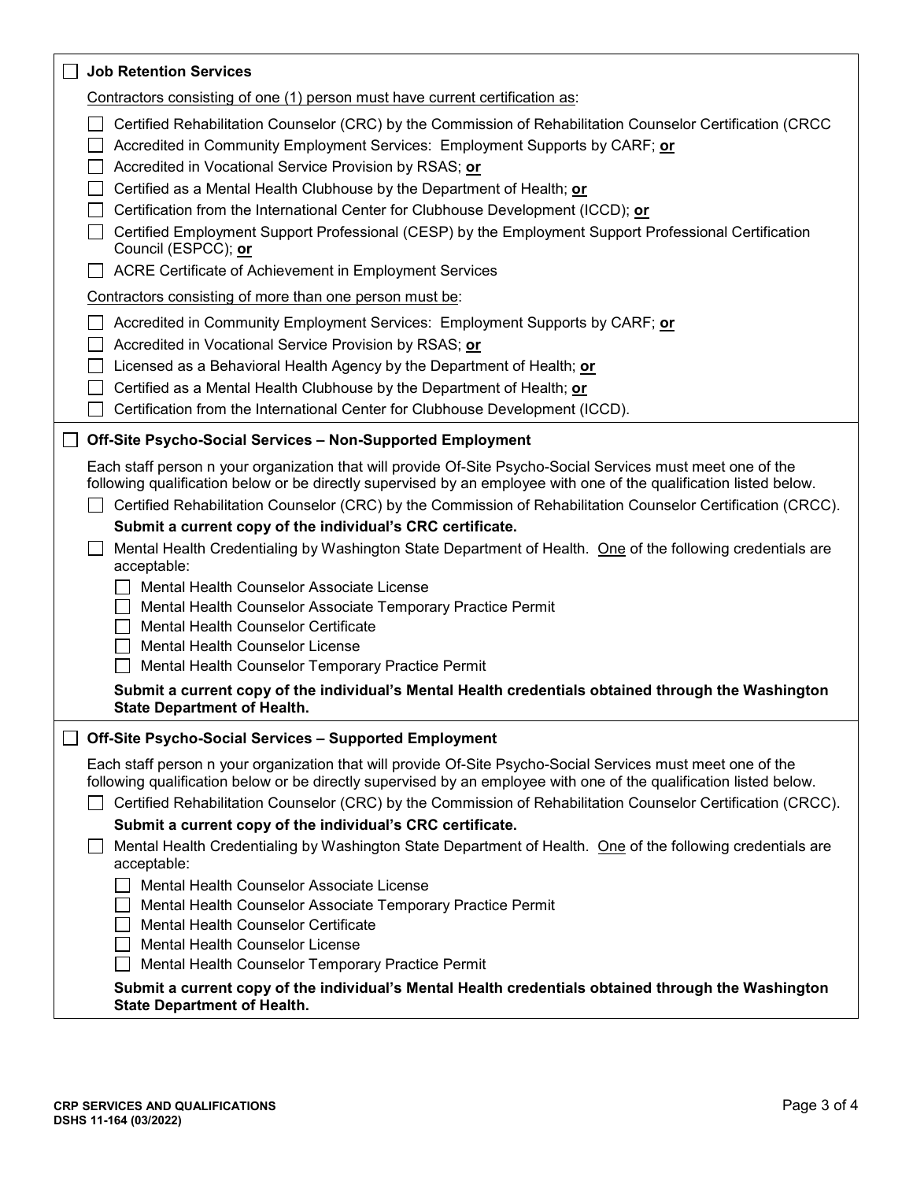- [ ] **Job Retention Services**

<u>Contractors consisting of one (1) person must have current certification as</u>:

- [ ] Certified Rehabilitation Counselor (CRC) by the Commission of Rehabilitation Counselor Certification (CRCC
- [ ] Accredited in Community Employment Services: Employment Supports by CARF; **<u>or</u>**
- [ ] Accredited in Vocational Service Provision by RSAS; **<u>or</u>**
- [ ] Certified as a Mental Health Clubhouse by the Department of Health; **<u>or</u>**
- [ ] Certification from the International Center for Clubhouse Development (ICCD); **<u>or</u>**
- [ ] Certified Employment Support Professional (CESP) by the Employment Support Professional Certification Council (ESPCC); **<u>or</u>**
- [ ] ACRE Certificate of Achievement in Employment Services

<u>Contractors consisting of more than one person must be</u>:

- [ ] Accredited in Community Employment Services: Employment Supports by CARF; **<u>or</u>**
- [ ] Accredited in Vocational Service Provision by RSAS; **<u>or</u>**
- [ ] Licensed as a Behavioral Health Agency by the Department of Health; **<u>or</u>**
- [ ] Certified as a Mental Health Clubhouse by the Department of Health; **<u>or</u>**
- [ ] Certification from the International Center for Clubhouse Development (ICCD).

- [ ] **Off-Site Psycho-Social Services – Non-Supported Employment**

Each staff person n your organization that will provide Of-Site Psycho-Social Services must meet one of the following qualification below or be directly supervised by an employee with one of the qualification listed below.

- [ ] Certified Rehabilitation Counselor (CRC) by the Commission of Rehabilitation Counselor Certification (CRCC).

  **Submit a current copy of the individual's CRC certificate.**

- [ ] Mental Health Credentialing by Washington State Department of Health. <u>One</u> of the following credentials are acceptable:
  - [ ] Mental Health Counselor Associate License
  - [ ] Mental Health Counselor Associate Temporary Practice Permit
  - [ ] Mental Health Counselor Certificate
  - [ ] Mental Health Counselor License
  - [ ] Mental Health Counselor Temporary Practice Permit

  **Submit a current copy of the individual's Mental Health credentials obtained through the Washington State Department of Health.**

- [ ] **Off-Site Psycho-Social Services – Supported Employment**

Each staff person n your organization that will provide Of-Site Psycho-Social Services must meet one of the following qualification below or be directly supervised by an employee with one of the qualification listed below.

- [ ] Certified Rehabilitation Counselor (CRC) by the Commission of Rehabilitation Counselor Certification (CRCC).

  **Submit a current copy of the individual's CRC certificate.**

- [ ] Mental Health Credentialing by Washington State Department of Health. <u>One</u> of the following credentials are acceptable:
  - [ ] Mental Health Counselor Associate License
  - [ ] Mental Health Counselor Associate Temporary Practice Permit
  - [ ] Mental Health Counselor Certificate
  - [ ] Mental Health Counselor License
  - [ ] Mental Health Counselor Temporary Practice Permit

  **Submit a current copy of the individual's Mental Health credentials obtained through the Washington State Department of Health.**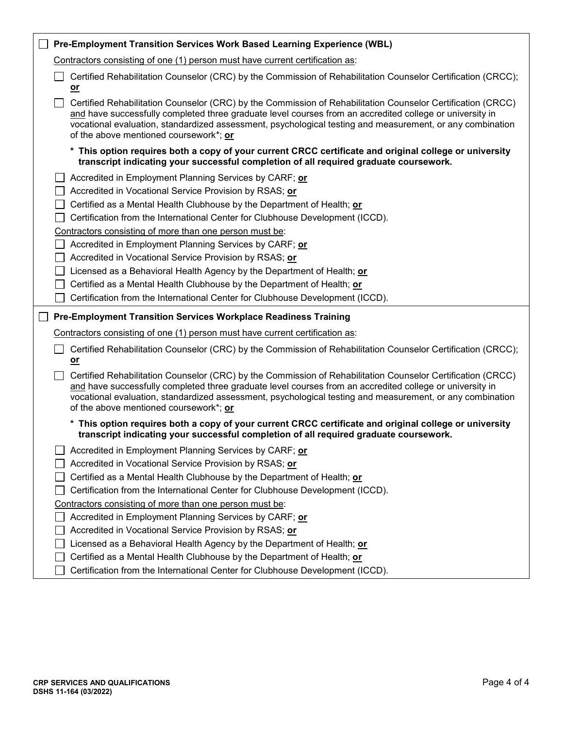- [ ] **Pre-Employment Transition Services Work Based Learning Experience (WBL)**

Contractors consisting of one (1) person must have current certification as:

- [ ] Certified Rehabilitation Counselor (CRC) by the Commission of Rehabilitation Counselor Certification (CRCC); **or**
- [ ] Certified Rehabilitation Counselor (CRC) by the Commission of Rehabilitation Counselor Certification (CRCC) and have successfully completed three graduate level courses from an accredited college or university in vocational evaluation, standardized assessment, psychological testing and measurement, or any combination of the above mentioned coursework*; **or**

**\* This option requires both a copy of your current CRCC certificate and original college or university transcript indicating your successful completion of all required graduate coursework.**

- [ ] Accredited in Employment Planning Services by CARF; **or**
- [ ] Accredited in Vocational Service Provision by RSAS; **or**
- [ ] Certified as a Mental Health Clubhouse by the Department of Health; **or**
- [ ] Certification from the International Center for Clubhouse Development (ICCD).

Contractors consisting of more than one person must be:

- [ ] Accredited in Employment Planning Services by CARF; **or**
- [ ] Accredited in Vocational Service Provision by RSAS; **or**
- [ ] Licensed as a Behavioral Health Agency by the Department of Health; **or**
- [ ] Certified as a Mental Health Clubhouse by the Department of Health; **or**
- [ ] Certification from the International Center for Clubhouse Development (ICCD).

- [ ] **Pre-Employment Transition Services Workplace Readiness Training**

Contractors consisting of one (1) person must have current certification as:

- [ ] Certified Rehabilitation Counselor (CRC) by the Commission of Rehabilitation Counselor Certification (CRCC); **or**
- [ ] Certified Rehabilitation Counselor (CRC) by the Commission of Rehabilitation Counselor Certification (CRCC) and have successfully completed three graduate level courses from an accredited college or university in vocational evaluation, standardized assessment, psychological testing and measurement, or any combination of the above mentioned coursework*; **or**

**\* This option requires both a copy of your current CRCC certificate and original college or university transcript indicating your successful completion of all required graduate coursework.**

- [ ] Accredited in Employment Planning Services by CARF; **or**
- [ ] Accredited in Vocational Service Provision by RSAS; **or**
- [ ] Certified as a Mental Health Clubhouse by the Department of Health; **or**
- [ ] Certification from the International Center for Clubhouse Development (ICCD).

Contractors consisting of more than one person must be:

- [ ] Accredited in Employment Planning Services by CARF; **or**
- [ ] Accredited in Vocational Service Provision by RSAS; **or**
- [ ] Licensed as a Behavioral Health Agency by the Department of Health; **or**
- [ ] Certified as a Mental Health Clubhouse by the Department of Health; **or**
- [ ] Certification from the International Center for Clubhouse Development (ICCD).

**CRP SERVICES AND QUALIFICATIONS**
**DSHS 11-164 (03/2022)**